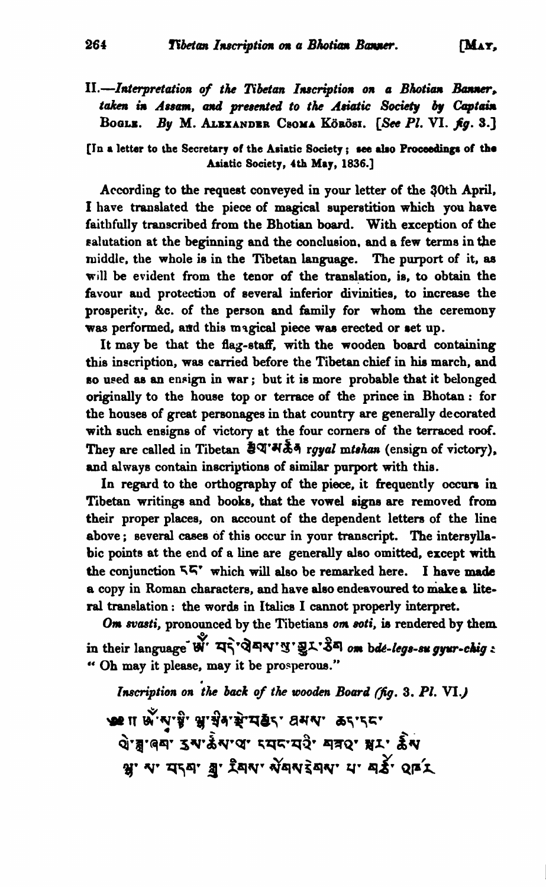## II.—*Interpretation of the Tibetan Inscription on a Bhotian Banner, taken in Assam, and presented to the Asiatic Society by Captain* Bogle. *By* M. Alexander Csoma Körösi. [*See Pl.* VI. *fig.* 3.]

[In a letter to the Secretary of the Asiatic Society; see also Proceedings of the Asiatic Society, 4th May, 1836.]

According to the request conveyed in your letter of the 30th April, I have translated the piece of magical superstition which you have faithfully transcribed from the Bhotian board. With exception of the salutation at the beginning and the conclusion, and a few terms in the middle, the whole is in the Tibetan language. The purport of it, as will be evident from the tenor of the translation, is, to obtain the favour and protection of several inferior divinities, to increase the prosperity, &c. of the person and family for whom the ceremony was performed, and this magical piece was erected or set up.

It may be that the flag-staff, with the wooden board containing this inscription, was carried before the Tibetan chief in his march, and so used as an ensign in war; but it is more probable that it belonged originally to the house top or terrace of the prince in Bhotan: for the houses of great personages in that country are generally decorated with such ensigns of victory at the four corners of the terraced roof. They are called in Tibetan རྒྱལ་མཚན *rgyal mtshan* (ensign of victory), and always contain inscriptions of similar purport with this.

In regard to the orthography of the piece, it frequently occurs in Tibetan writings and books, that the vowel signs are removed from their proper places, on account of the dependent letters of the line above; several cases of this occur in your transcript. The intersyllabic points at the end of a line are generally also omitted, except with the conjunction དང་ which will also be remarked here. I have made a copy in Roman characters, and have also endeavoured to make a literal translation: the words in Italics I cannot properly interpret.

*Om svasti*, pronounced by the Tibetians *om soti*, is rendered by them in their language ཨོཾ་ བདེ་ལེགས་སུ་གྱུར་ཅིག *om bdé-legs-su gyur-chig*: "Oh may it please, may it be prosperous."

*Inscription on the back of the wooden Board (fig. 3. Pl. VI.)*

༄༅། །ཨོཾ་སུ་སྟི་ ལྷ་སྲིན་སྡེ་བརྒྱད་ ཐམས་ ཅད་དང་
ཕྱི་རྒྱ་ཞག་ ཙམ་ཆེས་ལ་ དཔང་པའི་ གཟའ་ སྐར་ ཆེས
ལྷ་ ལ་ བདག་ ཀླུ་ རིགས་ སོགས་ཇིགས་ པ་ གཙོ་ འཁོར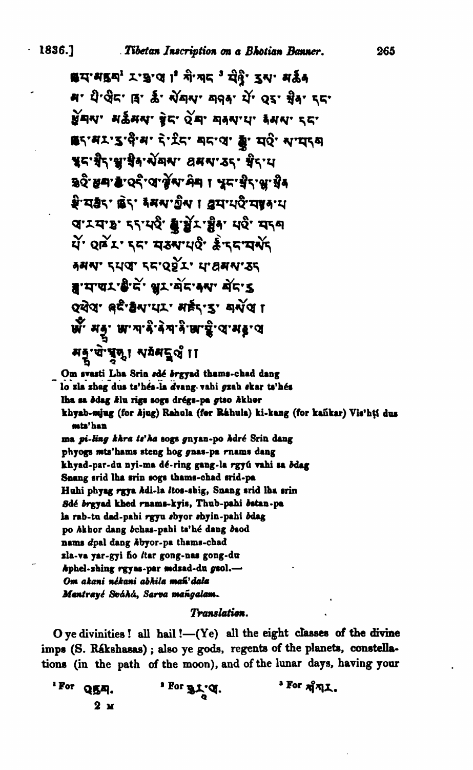ཕྱག་མཚན[1] ར་ཧུ་ལ །[2] ཀི་ཀང [3] བིཤྟི་ ཏུས་ མཚན

མ་ པི་ལིང་ ཁ་ ཚ་ སོགས་ གཉན་ པོ་ འདྲེ་ སྲིན་ དང་

ཕྱོགས་ མཚམས་ སྟེང་ འོག་ གནས་པ་ རྣམས་ དང་

ཁྱད་པར་ཏུ་ཉི་མ་ དེ་རིང་ གང་ལ་ རྒྱུ་ བའི་ ས་བདག

སྣང་སྲིད་ལྷ་སྲིན་སོགས་ ཐམས་ཅད་ སྲིད་པ

ཧུའི་ཕྱག་རྒྱ་འདི་ལ་ལྟོས་ཤིག ། སྣང་སྲིད་ལྷ་སྲིན

སྡེ་བརྒྱད་ ཁྱེད་ རྣམས་ཀྱིས ། ཐུབ་པའི་བསྟན་པ

ལ་རབ་ཏུ་ དད་པའི་ རྒྱུ་སྦྱོར་སྦྱིན་ པའི་ བདག

པོ་ འཁོར་ དང་ བཅས་པའི་ ཚེ་དང་བསོད

ནམས་ དཔལ་ དང་འབྱོར་ པ་ཐམས་ཅད

ཟླ་བ་ཡར་གྱི་ངོ་ ལྟར་ གོང་ནས་ གོང་དུ

འཕེལ་ ཞིང་ རྒྱས་པར་ མཛད་དུ་ གསོལ །

ཨོཾ་ ཨཀྲ་ ཨ་ཀ་ནི་ནེ་ཀ་ནི་ཨ་བྷི་ལ་མཎྜ་ལ

མནྟྲ་ཡེ་སྭཱ་ཧཱ། སརྦམངྒལཾ ။

Om svasti Lha Srin sdé brgyad thams-chad dang
lo zla zhag dus ts'hés-la dvang. vahi gzah skar ts'hés
lha sa bdag klu rigs sogs drégs-pa gtso ákhor
khyab-mjug (for ájug) Rahula (for Ráhula) ki-kang (for kañkar) Vis'hṭi dus mts'han
ma pi-ling khra ts'ha sogs gnyan-po ådré Srin dang
phyogs mts'hams steng hog gnas-pa rnams dang
khyad-par-du nyi-ma dé-ring gang-la rgyú vahi sa bdag
Snang srid lha srin sogs thams-chad srid-pa
Huhi phyag rgya ådi-la ltos-shig, Snang srid lha srin
Sdé brgyad khed rnams-kyis, Thub-pahi bstan-pa
la rab-tu dad-pahi rgyu sbyor sbyin-pahi bdag
po åkhor dang bchas-pahi ts'hé dang bsod
nams dpal dang åbyor-pa thams-chad
zla-va yar-gyi ño ltar gong-nas gong-du
åphel-zhing rgyas-par mdzad-du gsol.—
*Om akani nékani abhila mañ'dala*
*Mantrayé Sváhá, Sarva mañgalam.*

### *Translation.*

O ye divinities! all hail!—(Ye) all the eight classes of the divine imps (S. Rákshasas); also ye gods, regents of the planets, constellations (in the path of the moon), and of the lunar days, having your

---

[1] For འཛག.
[2] For རྒྱུར་ལ.
[3] For ཀཾཀར.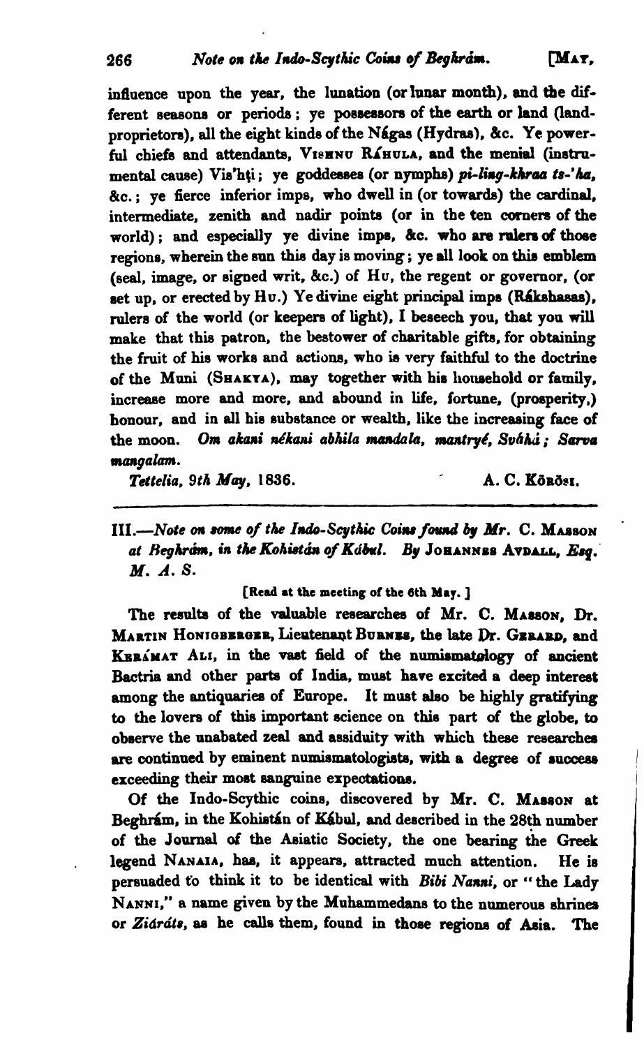influence upon the year, the lunation (or lunar month), and the different seasons or periods; ye possessors of the earth or land (land-proprietors), all the eight kinds of the Nágas (Hydras), &c. Ye powerful chiefs and attendants, VISHNU RÁHULA, and the menial (instrumental cause) Vis'hṭi; ye goddesses (or nymphs) *pi-ling-khraa ts-'ha*, &c.; ye fierce inferior imps, who dwell in (or towards) the cardinal, intermediate, zenith and nadir points (or in the ten corners of the world); and especially ye divine imps, &c. who are rulers of those regions, wherein the sun this day is moving; ye all look on this emblem (seal, image, or signed writ, &c.) of HU, the regent or governor, (or set up, or erected by HU.) Ye divine eight principal imps (Rákshasas), rulers of the world (or keepers of light), I beseech you, that you will make that this patron, the bestower of charitable gifts, for obtaining the fruit of his works and actions, who is very faithful to the doctrine of the Muni (SHAKYA), may together with his household or family, increase more and more, and abound in life, fortune, (prosperity,) honour, and in all his substance or wealth, like the increasing face of the moon. *Om akani nékani abhila mandala, mantryé, Sváhá; Sarva mangalam.*

*Tettelia, 9th May*, 1836. A. C. KÖRÖSI.

---

## III.—*Note on some of the Indo-Scythic Coins found by Mr.* C. MASSON *at Beghrám, in the Kohistán of Kábul. By* JOHANNES AVDALL, *Esq. M. A. S.*

[Read at the meeting of the 6th May.]

The results of the valuable researches of Mr. C. MASSON, Dr. MARTIN HONIGBERGER, Lieutenant BURNES, the late Dr. GERARD, and KERÁMAT ALI, in the vast field of the numismatology of ancient Bactria and other parts of India, must have excited a deep interest among the antiquaries of Europe. It must also be highly gratifying to the lovers of this important science on this part of the globe, to observe the unabated zeal and assiduity with which these researches are continued by eminent numismatologists, with a degree of success exceeding their most sanguine expectations.

Of the Indo-Scythic coins, discovered by Mr. C. MASSON at Beghrám, in the Kohistán of Kábul, and described in the 28th number of the Journal of the Asiatic Society, the one bearing the Greek legend NANAIA, has, it appears, attracted much attention. He is persuaded to think it to be identical with *Bibi Nanni*, or "the Lady NANNI," a name given by the Muhammedans to the numerous shrines or *Ziaráts*, as he calls them, found in those regions of Asia. The